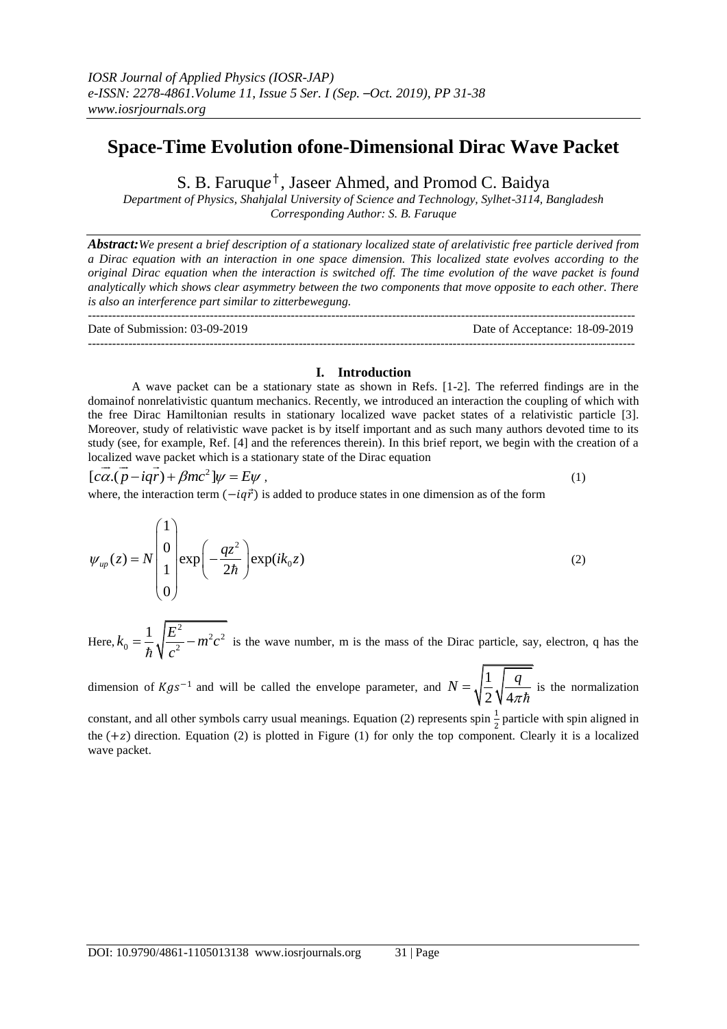# Space-Time Evolution ofone-Dimensional Dirac Wave Packet

S. B. Faruque[†], Jaseer Ahmed, and Promod C. Baidya

*Department of Physics, Shahjalal University of Science and Technology, Sylhet-3114, Bangladesh*
*Corresponding Author: S. B. Faruque*

***Abstract:*** *We present a brief description of a stationary localized state of arelativistic free particle derived from a Dirac equation with an interaction in one space dimension. This localized state evolves according to the original Dirac equation when the interaction is switched off. The time evolution of the wave packet is found analytically which shows clear asymmetry between the two components that move opposite to each other. There is also an interference part similar to zitterbewegung.*

---

Date of Submission: 03-09-2019 Date of Acceptance: 18-09-2019

---

## I. Introduction

A wave packet can be a stationary state as shown in Refs. [1-2]. The referred findings are in the domainof nonrelativistic quantum mechanics. Recently, we introduced an interaction the coupling of which with the free Dirac Hamiltonian results in stationary localized wave packet states of a relativistic particle [3]. Moreover, study of relativistic wave packet is by itself important and as such many authors devoted time to its study (see, for example, Ref. [4] and the references therein). In this brief report, we begin with the creation of a localized wave packet which is a stationary state of the Dirac equation

$$[c\vec{\alpha}.(\vec{p}-iq\vec{r})+\beta mc^2]\psi = E\psi\,, \tag{1}$$

where, the interaction term $(-iq\vec{r})$ is added to produce states in one dimension as of the form

$$\psi_{up}(z) = N\begin{pmatrix}1\\0\\1\\0\end{pmatrix}\exp\left(-\frac{qz^2}{2\hbar}\right)\exp(ik_0 z) \tag{2}$$

Here, $k_0 = \frac{1}{\hbar}\sqrt{\frac{E^2}{c^2}-m^2c^2}$ is the wave number, m is the mass of the Dirac particle, say, electron, q has the dimension of $Kgs^{-1}$ and will be called the envelope parameter, and $N = \sqrt{\frac{1}{2}\sqrt{\frac{q}{4\pi\hbar}}}$ is the normalization constant, and all other symbols carry usual meanings. Equation (2) represents spin $\frac{1}{2}$ particle with spin aligned in the $(+z)$ direction. Equation (2) is plotted in Figure (1) for only the top component. Clearly it is a localized wave packet.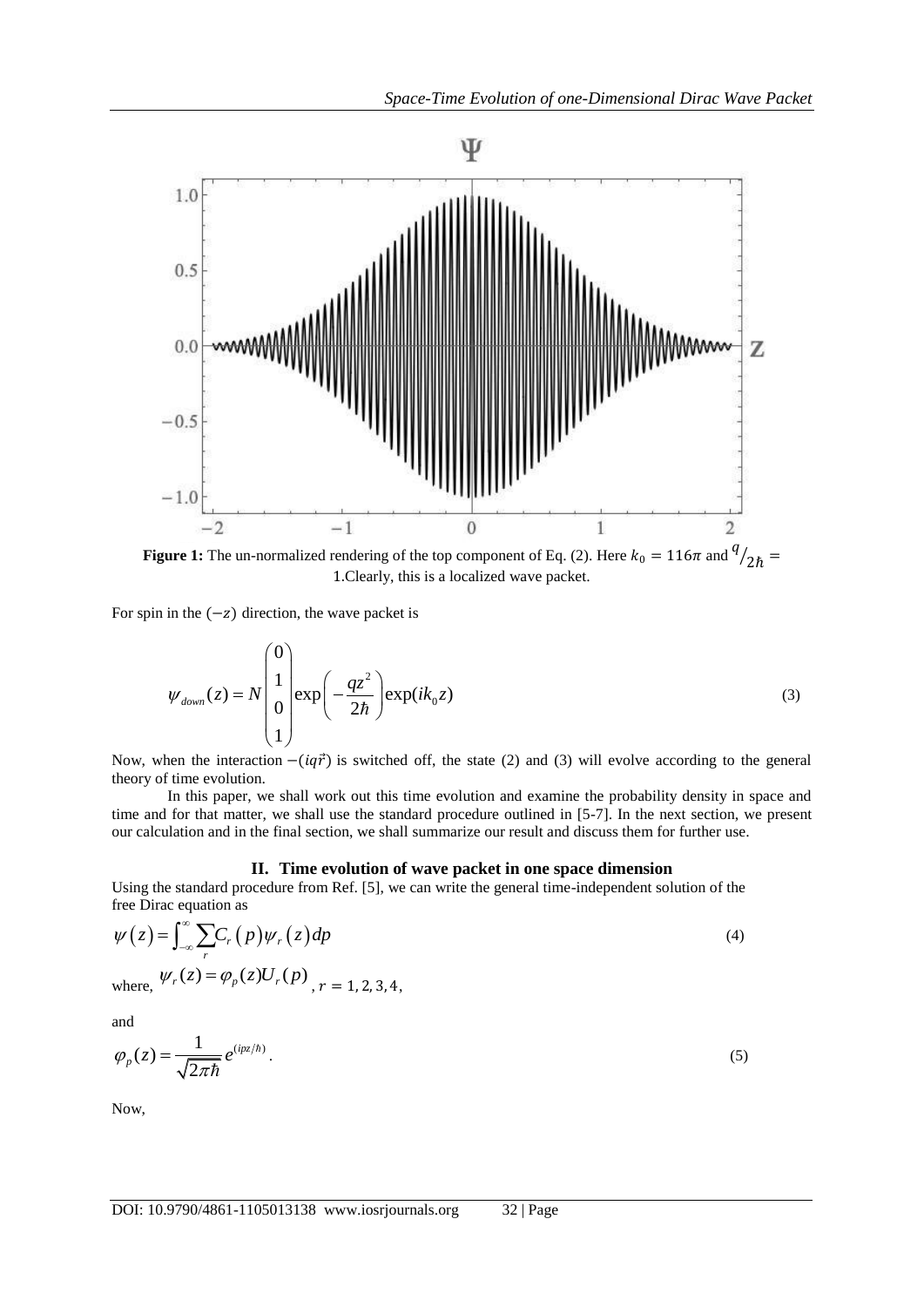**Figure 1:** The un-normalized rendering of the top component of Eq. (2). Here $k_0 = 116\pi$ and $q/_{2\hbar} = 1$.Clearly, this is a localized wave packet.

For spin in the $(-z)$ direction, the wave packet is

$$\psi_{down}(z) = N \begin{pmatrix} 0 \\ 1 \\ 0 \\ 1 \end{pmatrix} \exp\left(-\frac{qz^2}{2\hbar}\right) \exp(ik_0 z) \tag{3}$$

Now, when the interaction $-(iq\vec{r})$ is switched off, the state (2) and (3) will evolve according to the general theory of time evolution.

In this paper, we shall work out this time evolution and examine the probability density in space and time and for that matter, we shall use the standard procedure outlined in [5-7]. In the next section, we present our calculation and in the final section, we shall summarize our result and discuss them for further use.

## II. Time evolution of wave packet in one space dimension

Using the standard procedure from Ref. [5], we can write the general time-independent solution of the free Dirac equation as

$$\psi(z) = \int_{-\infty}^{\infty} \sum_r C_r(p) \psi_r(z) dp \tag{4}$$

where, $\psi_r(z) = \varphi_p(z) U_r(p)$ , $r = 1, 2, 3, 4,$

and

$$\varphi_p(z) = \frac{1}{\sqrt{2\pi\hbar}} e^{(ipz/\hbar)}. \tag{5}$$

Now,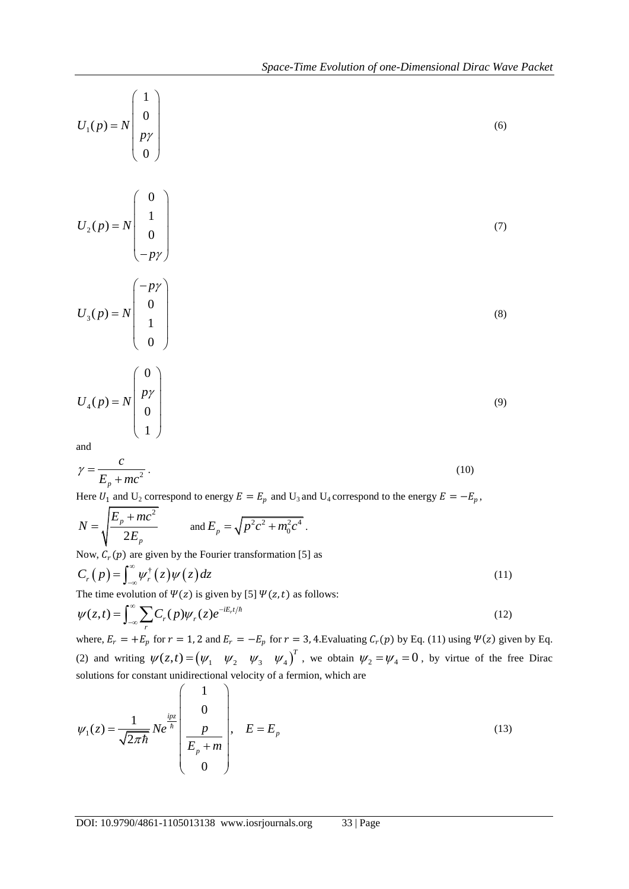$$U_1(p) = N\begin{pmatrix} 1 \\ 0 \\ p\gamma \\ 0 \end{pmatrix} \tag{6}$$

$$U_2(p) = N\begin{pmatrix} 0 \\ 1 \\ 0 \\ -p\gamma \end{pmatrix} \tag{7}$$

$$U_3(p) = N\begin{pmatrix} -p\gamma \\ 0 \\ 1 \\ 0 \end{pmatrix} \tag{8}$$

$$U_4(p) = N\begin{pmatrix} 0 \\ p\gamma \\ 0 \\ 1 \end{pmatrix} \tag{9}$$

and

$$\gamma = \frac{c}{E_p + mc^2}. \tag{10}$$

Here $U_1$ and $U_2$ correspond to energy $E = E_p$ and $U_3$ and $U_4$ correspond to the energy $E = -E_p$,

$$N = \sqrt{\frac{E_p + mc^2}{2E_p}} \qquad \text{and } E_p = \sqrt{p^2c^2 + m_0^2c^4}.$$

Now, $C_r(p)$ are given by the Fourier transformation [5] as

$$C_r(p) = \int_{-\infty}^{\infty} \psi_r^\dagger(z)\psi(z)\,dz \tag{11}$$

The time evolution of $\Psi(z)$ is given by [5] $\Psi(z,t)$ as follows:

$$\psi(z,t) = \int_{-\infty}^{\infty} \sum_r C_r(p)\psi_r(z)e^{-iE_r t/\hbar} \tag{12}$$

where, $E_r = +E_p$ for $r = 1, 2$ and $E_r = -E_p$ for $r = 3, 4$. Evaluating $C_r(p)$ by Eq. (11) using $\Psi(z)$ given by Eq. (2) and writing $\psi(z,t) = \begin{pmatrix} \psi_1 & \psi_2 & \psi_3 & \psi_4 \end{pmatrix}^T$, we obtain $\psi_2 = \psi_4 = 0$, by virtue of the free Dirac solutions for constant unidirectional velocity of a fermion, which are

$$\psi_1(z) = \frac{1}{\sqrt{2\pi\hbar}} N e^{\frac{ipz}{\hbar}} \begin{pmatrix} 1 \\ 0 \\ \dfrac{p}{E_p + m} \\ 0 \end{pmatrix}, \quad E = E_p \tag{13}$$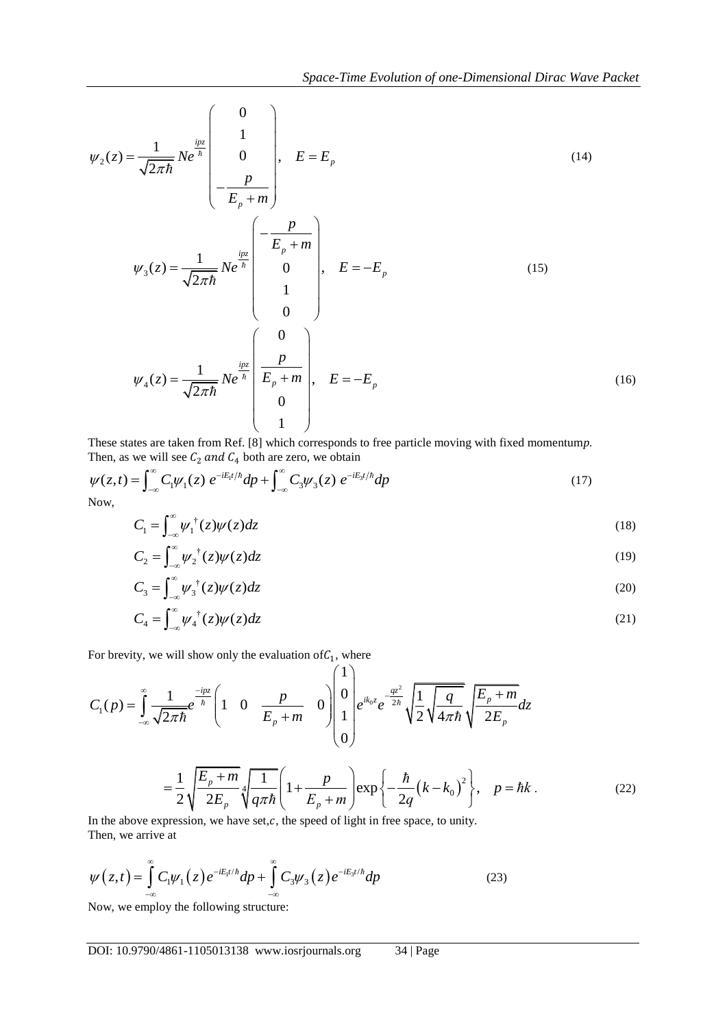$$\psi_2(z) = \frac{1}{\sqrt{2\pi\hbar}} N e^{\frac{ipz}{\hbar}} \begin{pmatrix} 0 \\ 1 \\ 0 \\ -\dfrac{p}{E_p + m} \end{pmatrix}, \quad E = E_p \tag{14}$$

$$\psi_3(z) = \frac{1}{\sqrt{2\pi\hbar}} N e^{\frac{ipz}{\hbar}} \begin{pmatrix} -\dfrac{p}{E_p + m} \\ 0 \\ 1 \\ 0 \end{pmatrix}, \quad E = -E_p \tag{15}$$

$$\psi_4(z) = \frac{1}{\sqrt{2\pi\hbar}} N e^{\frac{ipz}{\hbar}} \begin{pmatrix} 0 \\ \dfrac{p}{E_p + m} \\ 0 \\ 1 \end{pmatrix}, \quad E = -E_p \tag{16}$$

These states are taken from Ref. [8] which corresponds to free particle moving with fixed momentum*p.*
Then, as we will see $C_2$ *and* $C_4$ both are zero, we obtain

$$\psi(z,t) = \int_{-\infty}^{\infty} C_1 \psi_1(z)\, e^{-iE_1 t/\hbar} dp + \int_{-\infty}^{\infty} C_3 \psi_3(z)\, e^{-iE_3 t/\hbar} dp \tag{17}$$

Now,

$$C_1 = \int_{-\infty}^{\infty} \psi_1^{\dagger}(z) \psi(z) dz \tag{18}$$

$$C_2 = \int_{-\infty}^{\infty} \psi_2^{\dagger}(z) \psi(z) dz \tag{19}$$

$$C_3 = \int_{-\infty}^{\infty} \psi_3^{\dagger}(z) \psi(z) dz \tag{20}$$

$$C_4 = \int_{-\infty}^{\infty} \psi_4^{\dagger}(z) \psi(z) dz \tag{21}$$

For brevity, we will show only the evaluation of$C_1$, where

$$C_1(p) = \int_{-\infty}^{\infty} \frac{1}{\sqrt{2\pi\hbar}} e^{\frac{-ipz}{\hbar}} \begin{pmatrix} 1 & 0 & \dfrac{p}{E_p + m} & 0 \end{pmatrix} \begin{pmatrix} 1 \\ 0 \\ 1 \\ 0 \end{pmatrix} e^{ik_0 z} e^{-\frac{qz^2}{2\hbar}} \sqrt{\frac{1}{2}\sqrt{\frac{q}{4\pi\hbar}}} \sqrt{\frac{E_p + m}{2E_p}} dz$$

$$= \frac{1}{2}\sqrt{\frac{E_p + m}{2E_p}} \sqrt[4]{\frac{1}{q\pi\hbar}} \left(1 + \frac{p}{E_p + m}\right) \exp\left\{-\frac{\hbar}{2q}(k - k_0)^2\right\}, \quad p = \hbar k \,. \tag{22}$$

In the above expression, we have set,$c$, the speed of light in free space, to unity.
Then, we arrive at

$$\psi(z,t) = \int_{-\infty}^{\infty} C_1 \psi_1(z) e^{-iE_1 t/\hbar} dp + \int_{-\infty}^{\infty} C_3 \psi_3(z) e^{-iE_3 t/\hbar} dp \tag{23}$$

Now, we employ the following structure: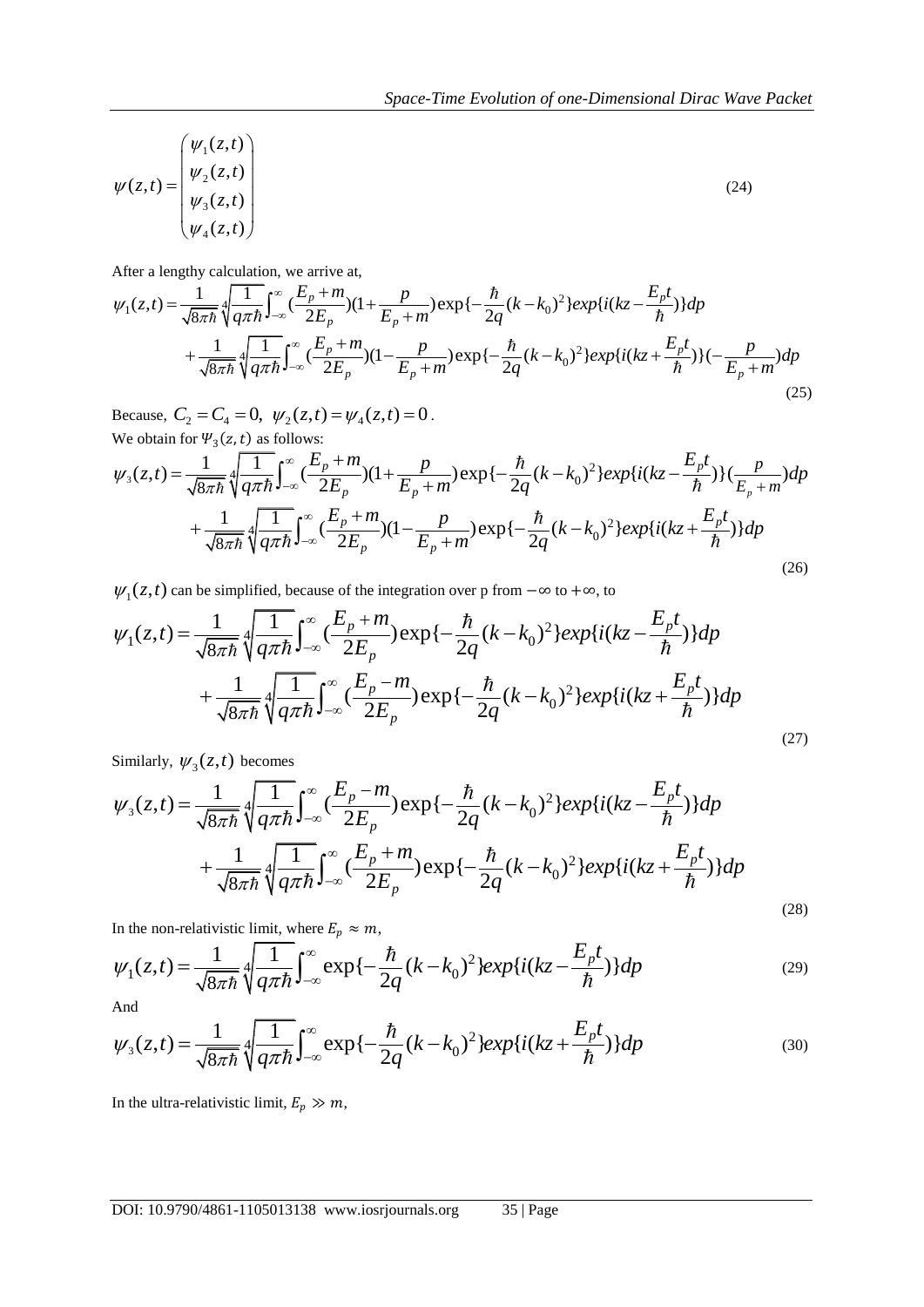$$\psi(z,t) = \begin{pmatrix} \psi_1(z,t) \\ \psi_2(z,t) \\ \psi_3(z,t) \\ \psi_4(z,t) \end{pmatrix} \tag{24}$$

After a lengthy calculation, we arrive at,

$$\psi_1(z,t) = \frac{1}{\sqrt{8\pi\hbar}}\sqrt[4]{\frac{1}{q\pi\hbar}}\int_{-\infty}^{\infty}(\frac{E_p+m}{2E_p})(1+\frac{p}{E_p+m})\exp\{-\frac{\hbar}{2q}(k-k_0)^2\}exp\{i(kz-\frac{E_pt}{\hbar})\}dp$$
$$+\frac{1}{\sqrt{8\pi\hbar}}\sqrt[4]{\frac{1}{q\pi\hbar}}\int_{-\infty}^{\infty}(\frac{E_p+m}{2E_p})(1-\frac{p}{E_p+m})\exp\{-\frac{\hbar}{2q}(k-k_0)^2\}exp\{i(kz+\frac{E_pt}{\hbar})\}(-\frac{p}{E_p+m})dp \tag{25}$$

Because, $C_2 = C_4 = 0,\ \psi_2(z,t) = \psi_4(z,t) = 0$.

We obtain for $\Psi_3(z,t)$ as follows:

$$\psi_3(z,t) = \frac{1}{\sqrt{8\pi\hbar}}\sqrt[4]{\frac{1}{q\pi\hbar}}\int_{-\infty}^{\infty}(\frac{E_p+m}{2E_p})(1+\frac{p}{E_p+m})\exp\{-\frac{\hbar}{2q}(k-k_0)^2\}exp\{i(kz-\frac{E_pt}{\hbar})\}(\frac{p}{E_p+m})dp$$
$$+\frac{1}{\sqrt{8\pi\hbar}}\sqrt[4]{\frac{1}{q\pi\hbar}}\int_{-\infty}^{\infty}(\frac{E_p+m}{2E_p})(1-\frac{p}{E_p+m})\exp\{-\frac{\hbar}{2q}(k-k_0)^2\}exp\{i(kz+\frac{E_pt}{\hbar})\}dp \tag{26}$$

$\psi_1(z,t)$ can be simplified, because of the integration over p from $-\infty$ to $+\infty$, to

$$\psi_1(z,t) = \frac{1}{\sqrt{8\pi\hbar}}\sqrt[4]{\frac{1}{q\pi\hbar}}\int_{-\infty}^{\infty}(\frac{E_p+m}{2E_p})\exp\{-\frac{\hbar}{2q}(k-k_0)^2\}exp\{i(kz-\frac{E_pt}{\hbar})\}dp$$
$$+\frac{1}{\sqrt{8\pi\hbar}}\sqrt[4]{\frac{1}{q\pi\hbar}}\int_{-\infty}^{\infty}(\frac{E_p-m}{2E_p})\exp\{-\frac{\hbar}{2q}(k-k_0)^2\}exp\{i(kz+\frac{E_pt}{\hbar})\}dp \tag{27}$$

Similarly, $\psi_3(z,t)$ becomes

$$\psi_3(z,t) = \frac{1}{\sqrt{8\pi\hbar}}\sqrt[4]{\frac{1}{q\pi\hbar}}\int_{-\infty}^{\infty}(\frac{E_p-m}{2E_p})\exp\{-\frac{\hbar}{2q}(k-k_0)^2\}exp\{i(kz-\frac{E_pt}{\hbar})\}dp$$
$$+\frac{1}{\sqrt{8\pi\hbar}}\sqrt[4]{\frac{1}{q\pi\hbar}}\int_{-\infty}^{\infty}(\frac{E_p+m}{2E_p})\exp\{-\frac{\hbar}{2q}(k-k_0)^2\}exp\{i(kz+\frac{E_pt}{\hbar})\}dp \tag{28}$$

In the non-relativistic limit, where $E_p \approx m$,

$$\psi_1(z,t) = \frac{1}{\sqrt{8\pi\hbar}}\sqrt[4]{\frac{1}{q\pi\hbar}}\int_{-\infty}^{\infty}\exp\{-\frac{\hbar}{2q}(k-k_0)^2\}exp\{i(kz-\frac{E_pt}{\hbar})\}dp \tag{29}$$

And

$$\psi_3(z,t) = \frac{1}{\sqrt{8\pi\hbar}}\sqrt[4]{\frac{1}{q\pi\hbar}}\int_{-\infty}^{\infty}\exp\{-\frac{\hbar}{2q}(k-k_0)^2\}exp\{i(kz+\frac{E_pt}{\hbar})\}dp \tag{30}$$

In the ultra-relativistic limit, $E_p \gg m$,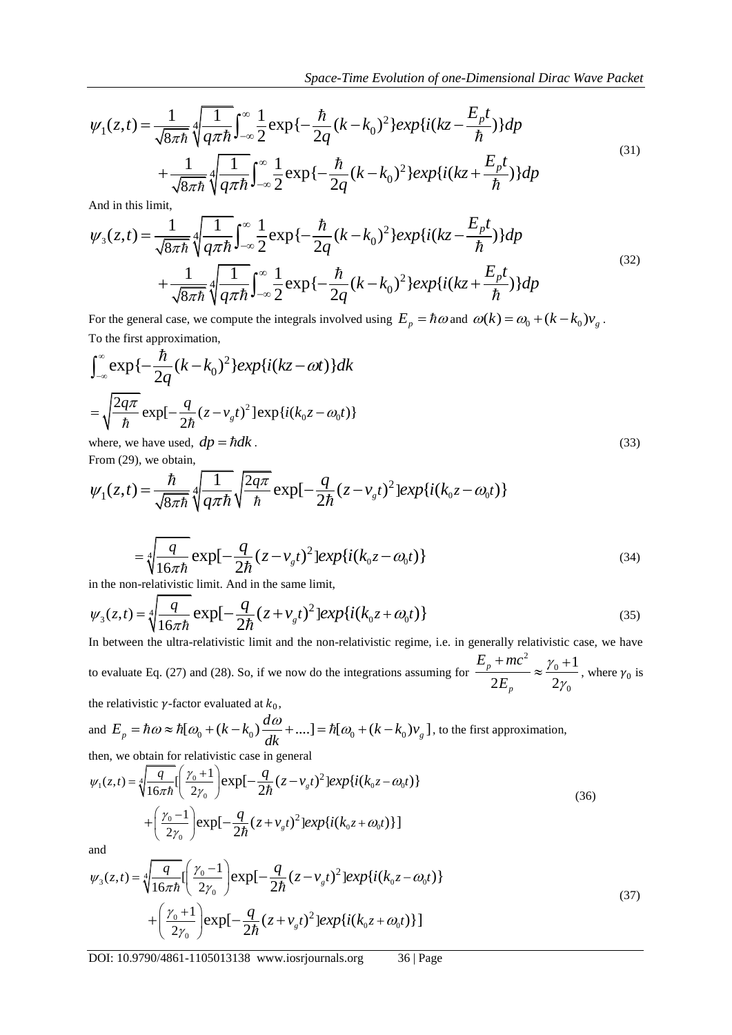$$\psi_1(z,t) = \frac{1}{\sqrt{8\pi\hbar}}\sqrt[4]{\frac{1}{q\pi\hbar}}\int_{-\infty}^{\infty}\frac{1}{2}\exp\{-\frac{\hbar}{2q}(k-k_0)^2\}exp\{i(kz-\frac{E_p t}{\hbar})\}dp$$
$$+\frac{1}{\sqrt{8\pi\hbar}}\sqrt[4]{\frac{1}{q\pi\hbar}}\int_{-\infty}^{\infty}\frac{1}{2}\exp\{-\frac{\hbar}{2q}(k-k_0)^2\}exp\{i(kz+\frac{E_p t}{\hbar})\}dp \tag{31}$$

And in this limit,

$$\psi_3(z,t) = \frac{1}{\sqrt{8\pi\hbar}}\sqrt[4]{\frac{1}{q\pi\hbar}}\int_{-\infty}^{\infty}\frac{1}{2}\exp\{-\frac{\hbar}{2q}(k-k_0)^2\}exp\{i(kz-\frac{E_p t}{\hbar})\}dp$$
$$+\frac{1}{\sqrt{8\pi\hbar}}\sqrt[4]{\frac{1}{q\pi\hbar}}\int_{-\infty}^{\infty}\frac{1}{2}\exp\{-\frac{\hbar}{2q}(k-k_0)^2\}exp\{i(kz+\frac{E_p t}{\hbar})\}dp \tag{32}$$

For the general case, we compute the integrals involved using $E_p = \hbar\omega$ and $\omega(k) = \omega_0 + (k-k_0)v_g$.

To the first approximation,

$$\int_{-\infty}^{\infty}\exp\{-\frac{\hbar}{2q}(k-k_0)^2\}exp\{i(kz-\omega t)\}dk$$
$$=\sqrt{\frac{2q\pi}{\hbar}}\exp[-\frac{q}{2\hbar}(z-v_g t)^2]\exp\{i(k_0 z-\omega_0 t)\}$$

where, we have used, $dp = \hbar dk$. (33)

From (29), we obtain,

$$\psi_1(z,t) = \frac{\hbar}{\sqrt{8\pi\hbar}}\sqrt[4]{\frac{1}{q\pi\hbar}}\sqrt{\frac{2q\pi}{\hbar}}\exp[-\frac{q}{2\hbar}(z-v_g t)^2]exp\{i(k_0 z-\omega_0 t)\}$$

$$=\sqrt[4]{\frac{q}{16\pi\hbar}}\exp[-\frac{q}{2\hbar}(z-v_g t)^2]exp\{i(k_0 z-\omega_0 t)\} \tag{34}$$

in the non-relativistic limit. And in the same limit,

$$\psi_3(z,t) = \sqrt[4]{\frac{q}{16\pi\hbar}}\exp[-\frac{q}{2\hbar}(z+v_g t)^2]exp\{i(k_0 z+\omega_0 t)\} \tag{35}$$

In between the ultra-relativistic limit and the non-relativistic regime, i.e. in generally relativistic case, we have to evaluate Eq. (27) and (28). So, if we now do the integrations assuming for $\frac{E_p + mc^2}{2E_p} \approx \frac{\gamma_0 + 1}{2\gamma_0}$, where $\gamma_0$ is the relativistic $\gamma$-factor evaluated at $k_0$,

and $E_p = \hbar\omega \approx \hbar[\omega_0 + (k-k_0)\frac{d\omega}{dk} + ....] = \hbar[\omega_0 + (k-k_0)v_g]$, to the first approximation,

then, we obtain for relativistic case in general

$$\psi_1(z,t) = \sqrt[4]{\frac{q}{16\pi\hbar}}[\left(\frac{\gamma_0+1}{2\gamma_0}\right)\exp[-\frac{q}{2\hbar}(z-v_g t)^2]exp\{i(k_0 z-\omega_0 t)\}$$
$$+\left(\frac{\gamma_0-1}{2\gamma_0}\right)\exp[-\frac{q}{2\hbar}(z+v_g t)^2]exp\{i(k_0 z+\omega_0 t)\}] \tag{36}$$

and

$$\psi_3(z,t) = \sqrt[4]{\frac{q}{16\pi\hbar}}[\left(\frac{\gamma_0-1}{2\gamma_0}\right)\exp[-\frac{q}{2\hbar}(z-v_g t)^2]exp\{i(k_0 z-\omega_0 t)\}$$
$$+\left(\frac{\gamma_0+1}{2\gamma_0}\right)\exp[-\frac{q}{2\hbar}(z+v_g t)^2]exp\{i(k_0 z+\omega_0 t)\}] \tag{37}$$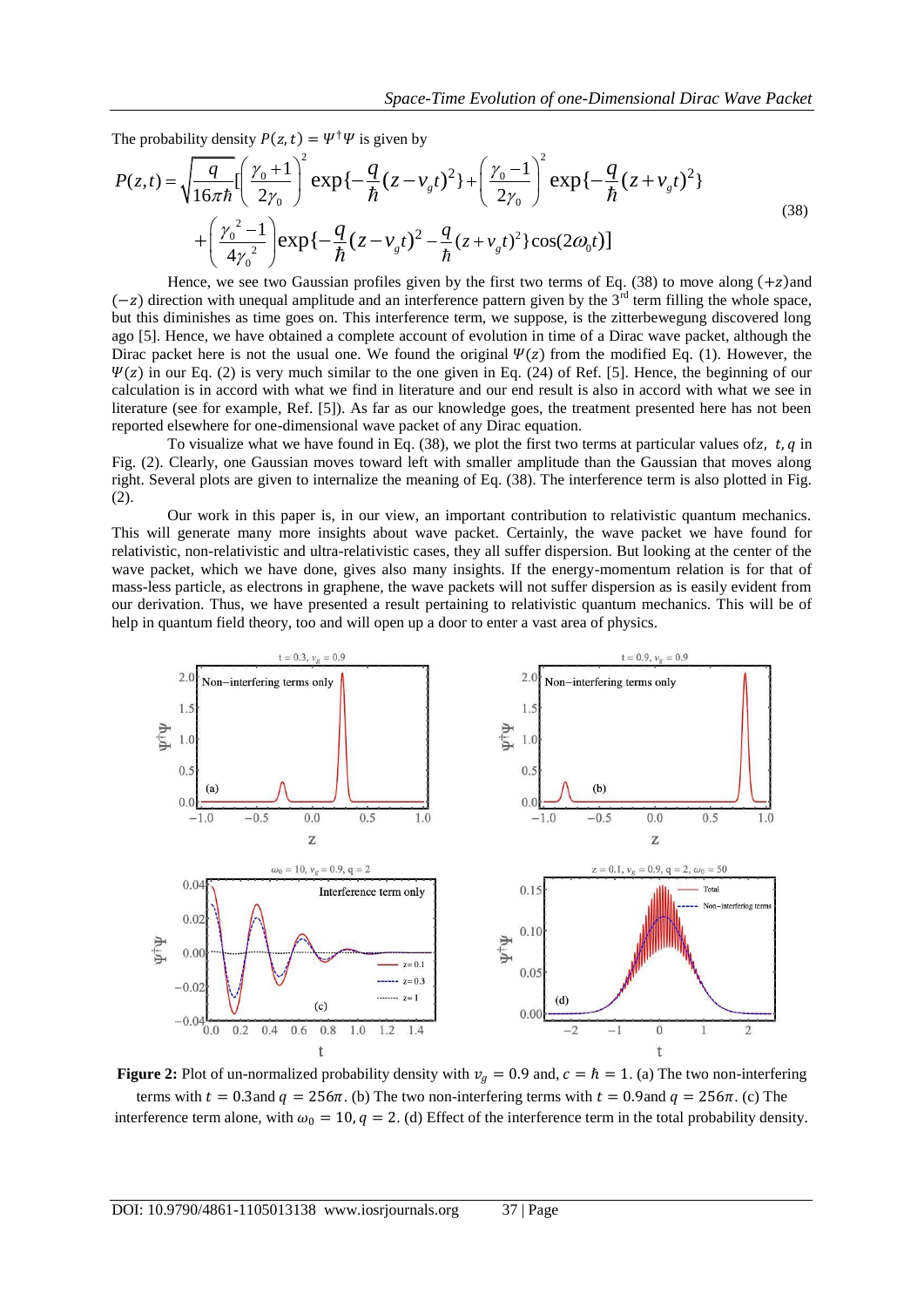The probability density $P(z,t) = \Psi^\dagger \Psi$ is given by

$$P(z,t) = \sqrt{\frac{q}{16\pi\hbar}}\left[\left(\frac{\gamma_0 + 1}{2\gamma_0}\right)^2 \exp\{-\frac{q}{\hbar}(z - v_g t)^2\} + \left(\frac{\gamma_0 - 1}{2\gamma_0}\right)^2 \exp\{-\frac{q}{\hbar}(z + v_g t)^2\}\right.$$
$$\left. + \left(\frac{\gamma_0^2 - 1}{4\gamma_0^2}\right)\exp\{-\frac{q}{\hbar}(z - v_g t)^2 - \frac{q}{\hbar}(z + v_g t)^2\}\cos(2\omega_0 t)\right] \tag{38}$$

Hence, we see two Gaussian profiles given by the first two terms of Eq. (38) to move along $(+z)$ and $(-z)$ direction with unequal amplitude and an interference pattern given by the 3rd term filling the whole space, but this diminishes as time goes on. This interference term, we suppose, is the zitterbewegung discovered long ago [5]. Hence, we have obtained a complete account of evolution in time of a Dirac wave packet, although the Dirac packet here is not the usual one. We found the original $\Psi(z)$ from the modified Eq. (1). However, the $\Psi(z)$ in our Eq. (2) is very much similar to the one given in Eq. (24) of Ref. [5]. Hence, the beginning of our calculation is in accord with what we find in literature and our end result is also in accord with what we see in literature (see for example, Ref. [5]). As far as our knowledge goes, the treatment presented here has not been reported elsewhere for one-dimensional wave packet of any Dirac equation.

To visualize what we have found in Eq. (38), we plot the first two terms at particular values of $z$, $t$, $q$ in Fig. (2). Clearly, one Gaussian moves toward left with smaller amplitude than the Gaussian that moves along right. Several plots are given to internalize the meaning of Eq. (38). The interference term is also plotted in Fig. (2).

Our work in this paper is, in our view, an important contribution to relativistic quantum mechanics. This will generate many more insights about wave packet. Certainly, the wave packet we have found for relativistic, non-relativistic and ultra-relativistic cases, they all suffer dispersion. But looking at the center of the wave packet, which we have done, gives also many insights. If the energy-momentum relation is for that of mass-less particle, as electrons in graphene, the wave packets will not suffer dispersion as is easily evident from our derivation. Thus, we have presented a result pertaining to relativistic quantum mechanics. This will be of help in quantum field theory, too and will open up a door to enter a vast area of physics.

**Figure 2:** Plot of un-normalized probability density with $v_g = 0.9$ and, $c = \hbar = 1$. (a) The two non-interfering terms with $t = 0.3$ and $q = 256\pi$. (b) The two non-interfering terms with $t = 0.9$ and $q = 256\pi$. (c) The interference term alone, with $\omega_0 = 10, q = 2$. (d) Effect of the interference term in the total probability density.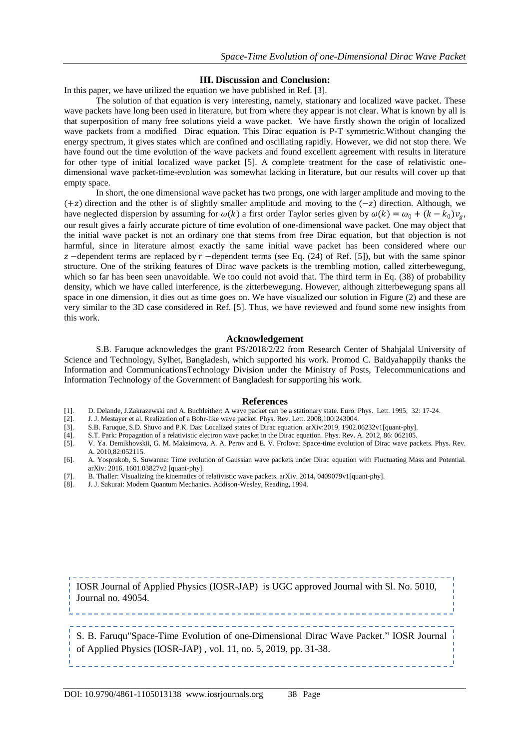### III. Discussion and Conclusion:

In this paper, we have utilized the equation we have published in Ref. [3].

The solution of that equation is very interesting, namely, stationary and localized wave packet. These wave packets have long been used in literature, but from where they appear is not clear. What is known by all is that superposition of many free solutions yield a wave packet. We have firstly shown the origin of localized wave packets from a modified Dirac equation. This Dirac equation is P-T symmetric.Without changing the energy spectrum, it gives states which are confined and oscillating rapidly. However, we did not stop there. We have found out the time evolution of the wave packets and found excellent agreement with results in literature for other type of initial localized wave packet [5]. A complete treatment for the case of relativistic one-dimensional wave packet-time-evolution was somewhat lacking in literature, but our results will cover up that empty space.

In short, the one dimensional wave packet has two prongs, one with larger amplitude and moving to the $(+z)$ direction and the other is of slightly smaller amplitude and moving to the $(-z)$ direction. Although, we have neglected dispersion by assuming for $\omega(k)$ a first order Taylor series given by $\omega(k) = \omega_0 + (k - k_0)v_g$, our result gives a fairly accurate picture of time evolution of one-dimensional wave packet. One may object that the initial wave packet is not an ordinary one that stems from free Dirac equation, but that objection is not harmful, since in literature almost exactly the same initial wave packet has been considered where our $z$ −dependent terms are replaced by $r$ −dependent terms (see Eq. (24) of Ref. [5]), but with the same spinor structure. One of the striking features of Dirac wave packets is the trembling motion, called zitterbewegung, which so far has been seen unavoidable. We too could not avoid that. The third term in Eq. (38) of probability density, which we have called interference, is the zitterbewegung. However, although zitterbewegung spans all space in one dimension, it dies out as time goes on. We have visualized our solution in Figure (2) and these are very similar to the 3D case considered in Ref. [5]. Thus, we have reviewed and found some new insights from this work.

### Acknowledgement

S.B. Faruque acknowledges the grant PS/2018/2/22 from Research Center of Shahjalal University of Science and Technology, Sylhet, Bangladesh, which supported his work. Promod C. Baidyahappily thanks the Information and CommunicationsTechnology Division under the Ministry of Posts, Telecommunications and Information Technology of the Government of Bangladesh for supporting his work.

### References

[1]. D. Delande, J.Zakrazewski and A. Buchleither: A wave packet can be a stationary state. Euro. Phys. Lett. 1995, 32: 17-24.
[2]. J. J. Mestayer et al. Realization of a Bohr-like wave packet. Phys. Rev. Lett. 2008,100:243004.
[3]. S.B. Faruque, S.D. Shuvo and P.K. Das: Localized states of Dirac equation. arXiv:2019, 1902.06232v1[quant-phy].
[4]. S.T. Park: Propagation of a relativistic electron wave packet in the Dirac equation. Phys. Rev. A. 2012, 86: 062105.
[5]. V. Ya. Demikhovskii, G. M. Maksimova, A. A. Perov and E. V. Frolova: Space-time evolution of Dirac wave packets. Phys. Rev. A. 2010,82:052115.
[6]. A. Yosprakob, S. Suwanna: Time evolution of Gaussian wave packets under Dirac equation with Fluctuating Mass and Potential. arXiv: 2016, 1601.03827v2 [quant-phy].
[7]. B. Thaller: Visualizing the kinematics of relativistic wave packets. arXiv. 2014, 0409079v1[quant-phy].
[8]. J. J. Sakurai: Modern Quantum Mechanics. Addison-Wesley, Reading, 1994.

IOSR Journal of Applied Physics (IOSR-JAP) is UGC approved Journal with Sl. No. 5010, Journal no. 49054.

S. B. Faruqu"Space-Time Evolution of one-Dimensional Dirac Wave Packet." IOSR Journal of Applied Physics (IOSR-JAP) , vol. 11, no. 5, 2019, pp. 31-38.